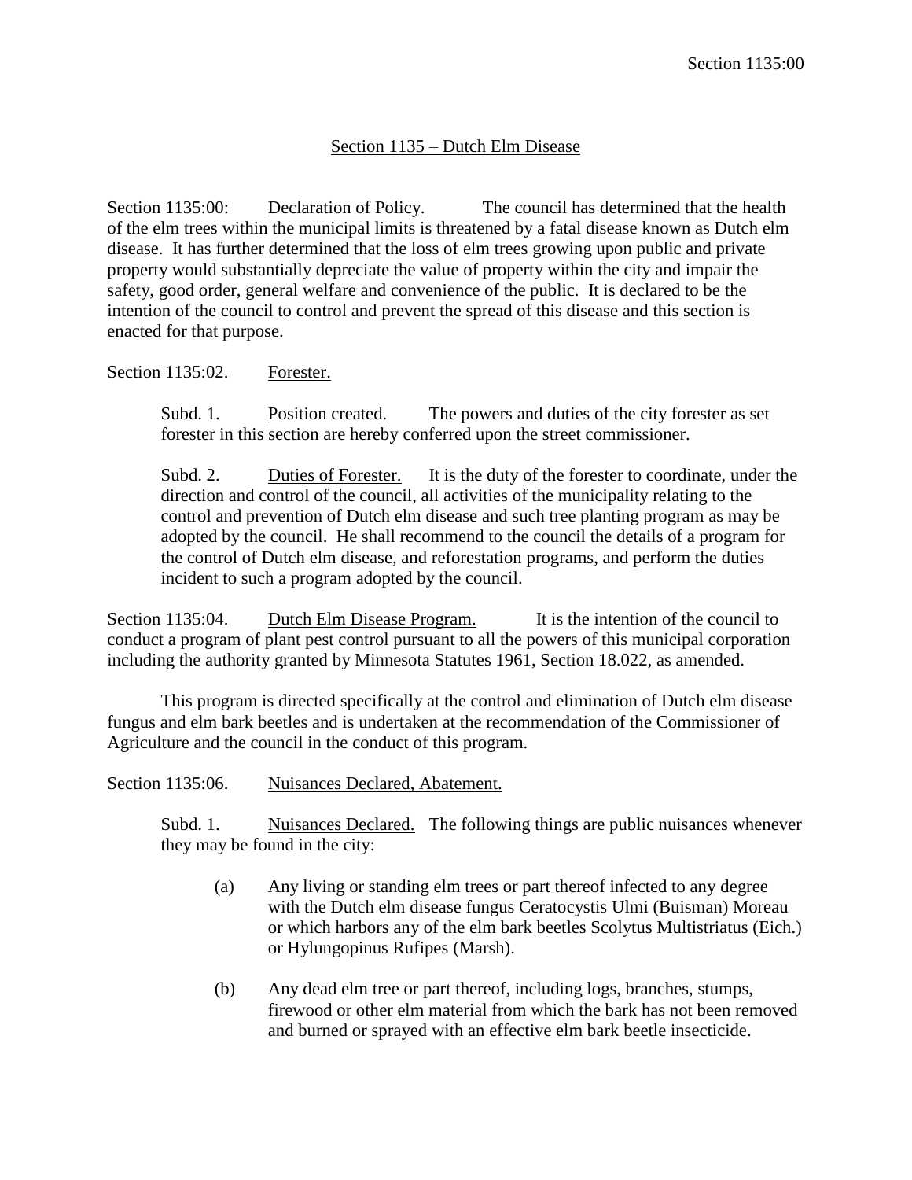# Section 1135 – Dutch Elm Disease

Section 1135:00: Declaration of Policy. The council has determined that the health of the elm trees within the municipal limits is threatened by a fatal disease known as Dutch elm disease. It has further determined that the loss of elm trees growing upon public and private property would substantially depreciate the value of property within the city and impair the safety, good order, general welfare and convenience of the public. It is declared to be the intention of the council to control and prevent the spread of this disease and this section is enacted for that purpose.

Section 1135:02. Forester.

Subd. 1. Position created. The powers and duties of the city forester as set forester in this section are hereby conferred upon the street commissioner.

Subd. 2. Duties of Forester. It is the duty of the forester to coordinate, under the direction and control of the council, all activities of the municipality relating to the control and prevention of Dutch elm disease and such tree planting program as may be adopted by the council. He shall recommend to the council the details of a program for the control of Dutch elm disease, and reforestation programs, and perform the duties incident to such a program adopted by the council.

Section 1135:04. Dutch Elm Disease Program. It is the intention of the council to conduct a program of plant pest control pursuant to all the powers of this municipal corporation including the authority granted by Minnesota Statutes 1961, Section 18.022, as amended.

This program is directed specifically at the control and elimination of Dutch elm disease fungus and elm bark beetles and is undertaken at the recommendation of the Commissioner of Agriculture and the council in the conduct of this program.

Section 1135:06. Nuisances Declared, Abatement.

Subd. 1. Nuisances Declared. The following things are public nuisances whenever they may be found in the city:

(a) Any living or standing elm trees or part thereof infected to any degree with the Dutch elm disease fungus Ceratocystis Ulmi (Buisman) Moreau or which harbors any of the elm bark beetles Scolytus Multistriatus (Eich.) or Hylungopinus Rufipes (Marsh).

(b) Any dead elm tree or part thereof, including logs, branches, stumps, firewood or other elm material from which the bark has not been removed and burned or sprayed with an effective elm bark beetle insecticide.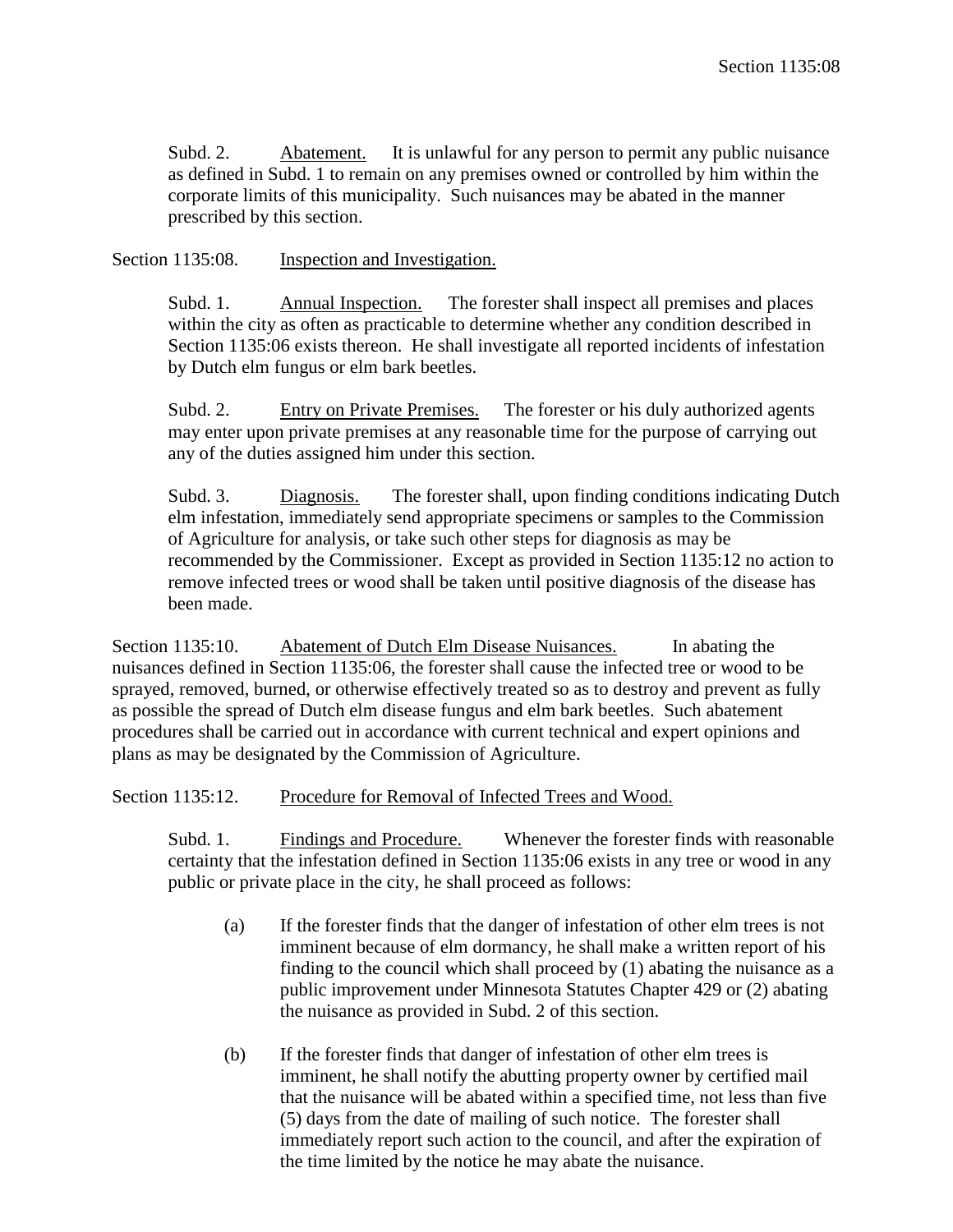Subd. 2. Abatement. It is unlawful for any person to permit any public nuisance as defined in Subd. 1 to remain on any premises owned or controlled by him within the corporate limits of this municipality. Such nuisances may be abated in the manner prescribed by this section.

Section 1135:08. Inspection and Investigation.

Subd. 1. Annual Inspection. The forester shall inspect all premises and places within the city as often as practicable to determine whether any condition described in Section 1135:06 exists thereon. He shall investigate all reported incidents of infestation by Dutch elm fungus or elm bark beetles.

Subd. 2. Entry on Private Premises. The forester or his duly authorized agents may enter upon private premises at any reasonable time for the purpose of carrying out any of the duties assigned him under this section.

Subd. 3. Diagnosis. The forester shall, upon finding conditions indicating Dutch elm infestation, immediately send appropriate specimens or samples to the Commission of Agriculture for analysis, or take such other steps for diagnosis as may be recommended by the Commissioner. Except as provided in Section 1135:12 no action to remove infected trees or wood shall be taken until positive diagnosis of the disease has been made.

Section 1135:10. Abatement of Dutch Elm Disease Nuisances. In abating the nuisances defined in Section 1135:06, the forester shall cause the infected tree or wood to be sprayed, removed, burned, or otherwise effectively treated so as to destroy and prevent as fully as possible the spread of Dutch elm disease fungus and elm bark beetles. Such abatement procedures shall be carried out in accordance with current technical and expert opinions and plans as may be designated by the Commission of Agriculture.

Section 1135:12. Procedure for Removal of Infected Trees and Wood.

Subd. 1. Findings and Procedure. Whenever the forester finds with reasonable certainty that the infestation defined in Section 1135:06 exists in any tree or wood in any public or private place in the city, he shall proceed as follows:

(a) If the forester finds that the danger of infestation of other elm trees is not imminent because of elm dormancy, he shall make a written report of his finding to the council which shall proceed by (1) abating the nuisance as a public improvement under Minnesota Statutes Chapter 429 or (2) abating the nuisance as provided in Subd. 2 of this section.

(b) If the forester finds that danger of infestation of other elm trees is imminent, he shall notify the abutting property owner by certified mail that the nuisance will be abated within a specified time, not less than five (5) days from the date of mailing of such notice. The forester shall immediately report such action to the council, and after the expiration of the time limited by the notice he may abate the nuisance.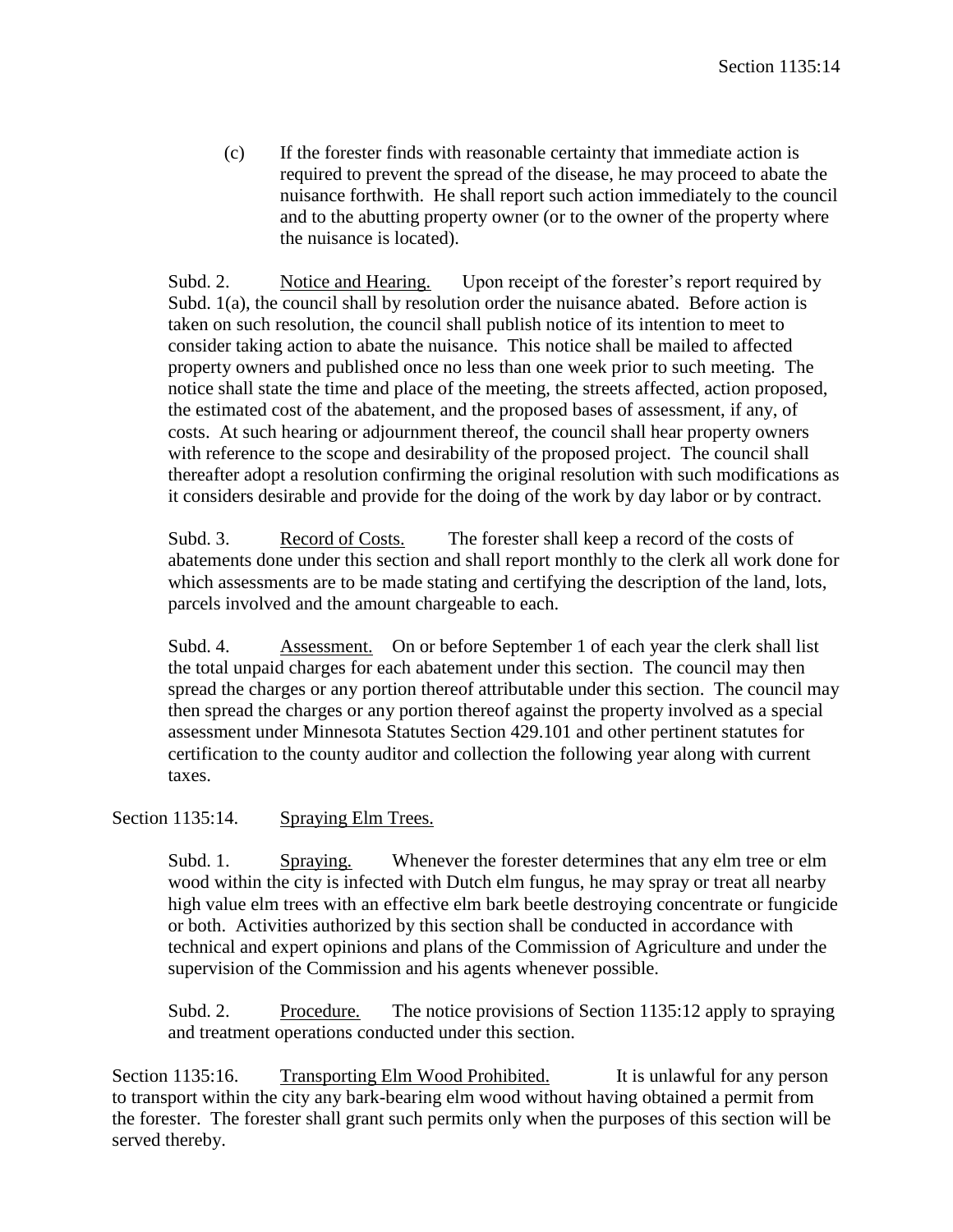(c) If the forester finds with reasonable certainty that immediate action is required to prevent the spread of the disease, he may proceed to abate the nuisance forthwith. He shall report such action immediately to the council and to the abutting property owner (or to the owner of the property where the nuisance is located).

Subd. 2. Notice and Hearing. Upon receipt of the forester's report required by Subd. 1(a), the council shall by resolution order the nuisance abated. Before action is taken on such resolution, the council shall publish notice of its intention to meet to consider taking action to abate the nuisance. This notice shall be mailed to affected property owners and published once no less than one week prior to such meeting. The notice shall state the time and place of the meeting, the streets affected, action proposed, the estimated cost of the abatement, and the proposed bases of assessment, if any, of costs. At such hearing or adjournment thereof, the council shall hear property owners with reference to the scope and desirability of the proposed project. The council shall thereafter adopt a resolution confirming the original resolution with such modifications as it considers desirable and provide for the doing of the work by day labor or by contract.

Subd. 3. Record of Costs. The forester shall keep a record of the costs of abatements done under this section and shall report monthly to the clerk all work done for which assessments are to be made stating and certifying the description of the land, lots, parcels involved and the amount chargeable to each.

Subd. 4. Assessment. On or before September 1 of each year the clerk shall list the total unpaid charges for each abatement under this section. The council may then spread the charges or any portion thereof attributable under this section. The council may then spread the charges or any portion thereof against the property involved as a special assessment under Minnesota Statutes Section 429.101 and other pertinent statutes for certification to the county auditor and collection the following year along with current taxes.

## Section 1135:14. Spraying Elm Trees.

Subd. 1. Spraying. Whenever the forester determines that any elm tree or elm wood within the city is infected with Dutch elm fungus, he may spray or treat all nearby high value elm trees with an effective elm bark beetle destroying concentrate or fungicide or both. Activities authorized by this section shall be conducted in accordance with technical and expert opinions and plans of the Commission of Agriculture and under the supervision of the Commission and his agents whenever possible.

Subd. 2. Procedure. The notice provisions of Section 1135:12 apply to spraying and treatment operations conducted under this section.

## Section 1135:16. Transporting Elm Wood Prohibited.

It is unlawful for any person to transport within the city any bark-bearing elm wood without having obtained a permit from the forester. The forester shall grant such permits only when the purposes of this section will be served thereby.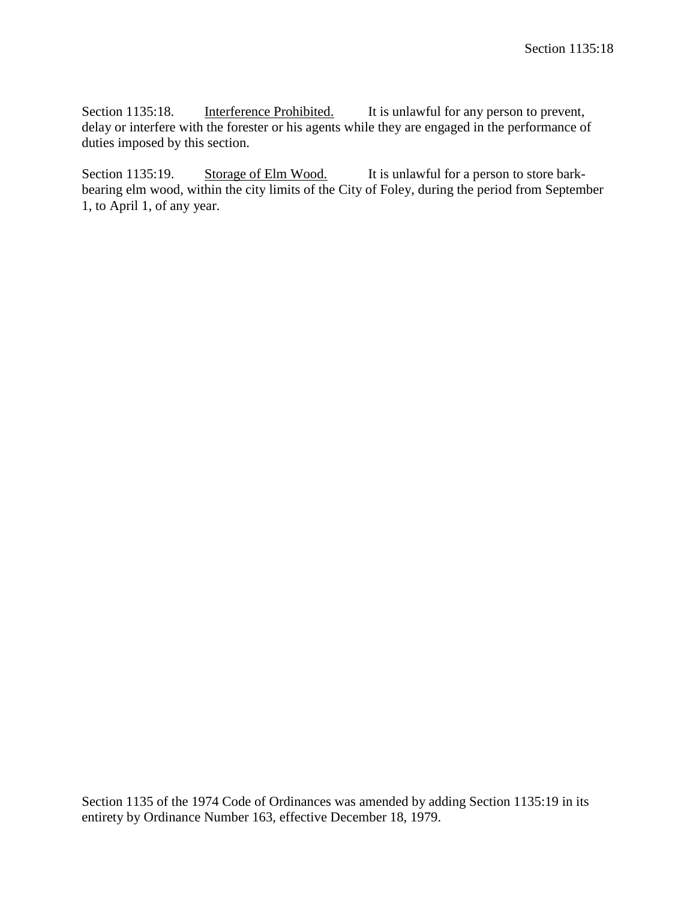Section 1135:18. <u>Interference Prohibited.</u> It is unlawful for any person to prevent, delay or interfere with the forester or his agents while they are engaged in the performance of duties imposed by this section.

Section 1135:19. <u>Storage of Elm Wood.</u> It is unlawful for a person to store bark-bearing elm wood, within the city limits of the City of Foley, during the period from September 1, to April 1, of any year.

Section 1135 of the 1974 Code of Ordinances was amended by adding Section 1135:19 in its entirety by Ordinance Number 163, effective December 18, 1979.